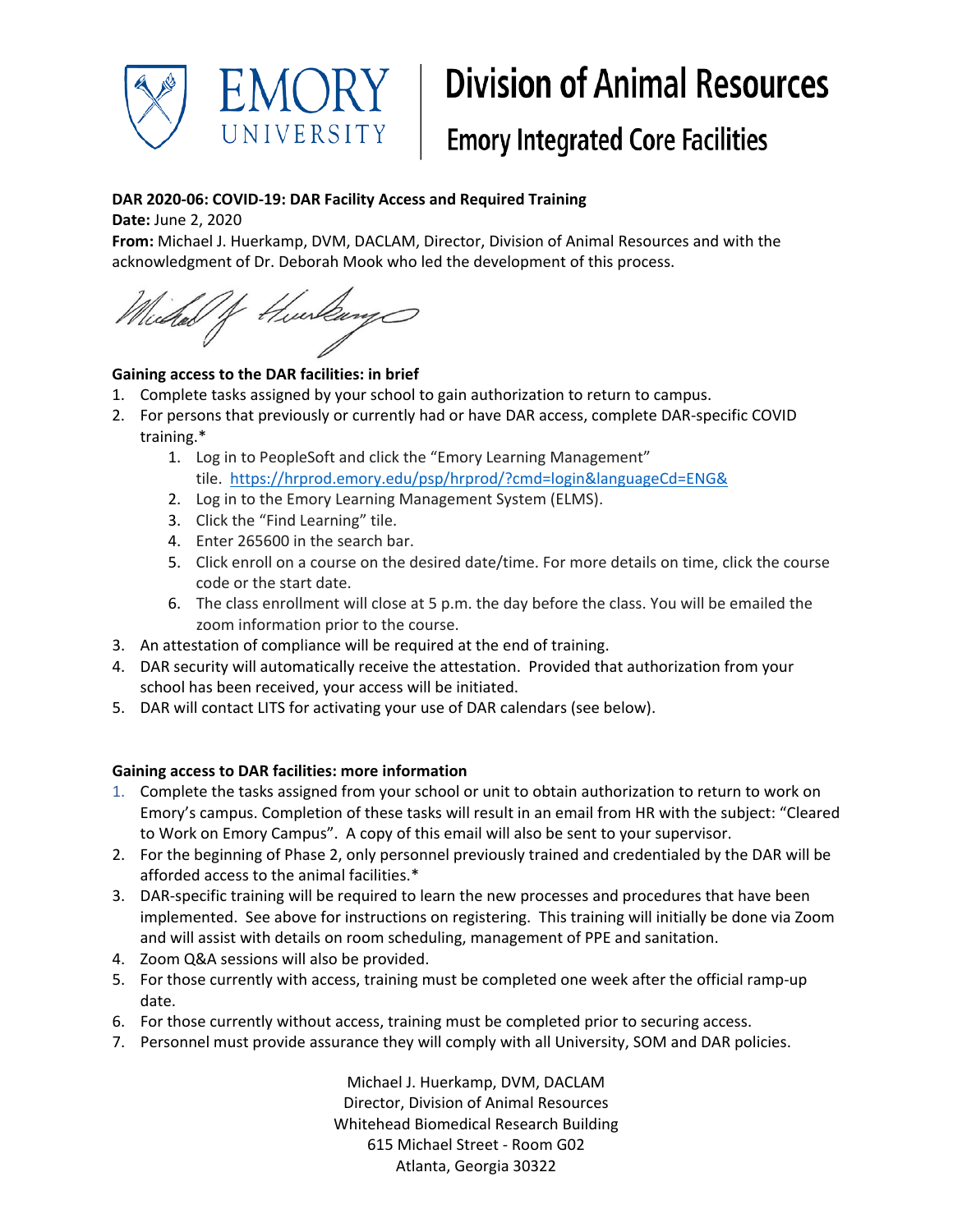Emory University | Division of Animal Resources
Emory Integrated Core Facilities

**DAR 2020-06: COVID-19: DAR Facility Access and Required Training**
**Date:** June 2, 2020
**From:** Michael J. Huerkamp, DVM, DACLAM, Director, Division of Animal Resources and with the acknowledgment of Dr. Deborah Mook who led the development of this process.

**Gaining access to the DAR facilities: in brief**

1. Complete tasks assigned by your school to gain authorization to return to campus.
2. For persons that previously or currently had or have DAR access, complete DAR-specific COVID training.*
    1. Log in to PeopleSoft and click the "Emory Learning Management" tile. https://hrprod.emory.edu/psp/hrprod/?cmd=login&languageCd=ENG&
    2. Log in to the Emory Learning Management System (ELMS).
    3. Click the "Find Learning" tile.
    4. Enter 265600 in the search bar.
    5. Click enroll on a course on the desired date/time. For more details on time, click the course code or the start date.
    6. The class enrollment will close at 5 p.m. the day before the class. You will be emailed the zoom information prior to the course.
3. An attestation of compliance will be required at the end of training.
4. DAR security will automatically receive the attestation. Provided that authorization from your school has been received, your access will be initiated.
5. DAR will contact LITS for activating your use of DAR calendars (see below).

**Gaining access to DAR facilities: more information**

1. Complete the tasks assigned from your school or unit to obtain authorization to return to work on Emory's campus. Completion of these tasks will result in an email from HR with the subject: "Cleared to Work on Emory Campus". A copy of this email will also be sent to your supervisor.
2. For the beginning of Phase 2, only personnel previously trained and credentialed by the DAR will be afforded access to the animal facilities.*
3. DAR-specific training will be required to learn the new processes and procedures that have been implemented. See above for instructions on registering. This training will initially be done via Zoom and will assist with details on room scheduling, management of PPE and sanitation.
4. Zoom Q&A sessions will also be provided.
5. For those currently with access, training must be completed one week after the official ramp-up date.
6. For those currently without access, training must be completed prior to securing access.
7. Personnel must provide assurance they will comply with all University, SOM and DAR policies.

Michael J. Huerkamp, DVM, DACLAM
Director, Division of Animal Resources
Whitehead Biomedical Research Building
615 Michael Street - Room G02
Atlanta, Georgia 30322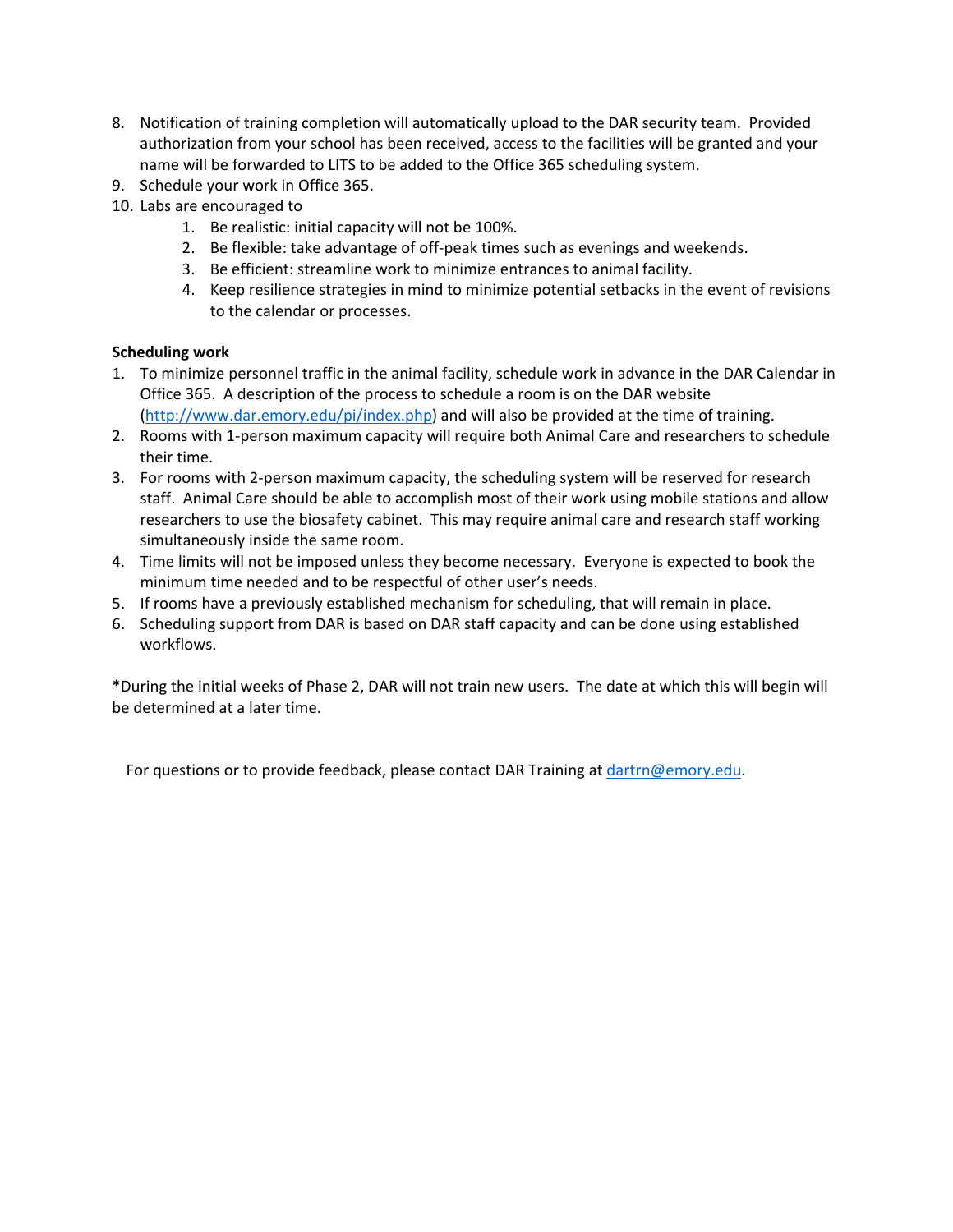8. Notification of training completion will automatically upload to the DAR security team. Provided authorization from your school has been received, access to the facilities will be granted and your name will be forwarded to LITS to be added to the Office 365 scheduling system.
9. Schedule your work in Office 365.
10. Labs are encouraged to
    1. Be realistic: initial capacity will not be 100%.
    2. Be flexible: take advantage of off-peak times such as evenings and weekends.
    3. Be efficient: streamline work to minimize entrances to animal facility.
    4. Keep resilience strategies in mind to minimize potential setbacks in the event of revisions to the calendar or processes.

**Scheduling work**

1. To minimize personnel traffic in the animal facility, schedule work in advance in the DAR Calendar in Office 365. A description of the process to schedule a room is on the DAR website (http://www.dar.emory.edu/pi/index.php) and will also be provided at the time of training.
2. Rooms with 1-person maximum capacity will require both Animal Care and researchers to schedule their time.
3. For rooms with 2-person maximum capacity, the scheduling system will be reserved for research staff. Animal Care should be able to accomplish most of their work using mobile stations and allow researchers to use the biosafety cabinet. This may require animal care and research staff working simultaneously inside the same room.
4. Time limits will not be imposed unless they become necessary. Everyone is expected to book the minimum time needed and to be respectful of other user's needs.
5. If rooms have a previously established mechanism for scheduling, that will remain in place.
6. Scheduling support from DAR is based on DAR staff capacity and can be done using established workflows.

*During the initial weeks of Phase 2, DAR will not train new users. The date at which this will begin will be determined at a later time.

For questions or to provide feedback, please contact DAR Training at dartrn@emory.edu.